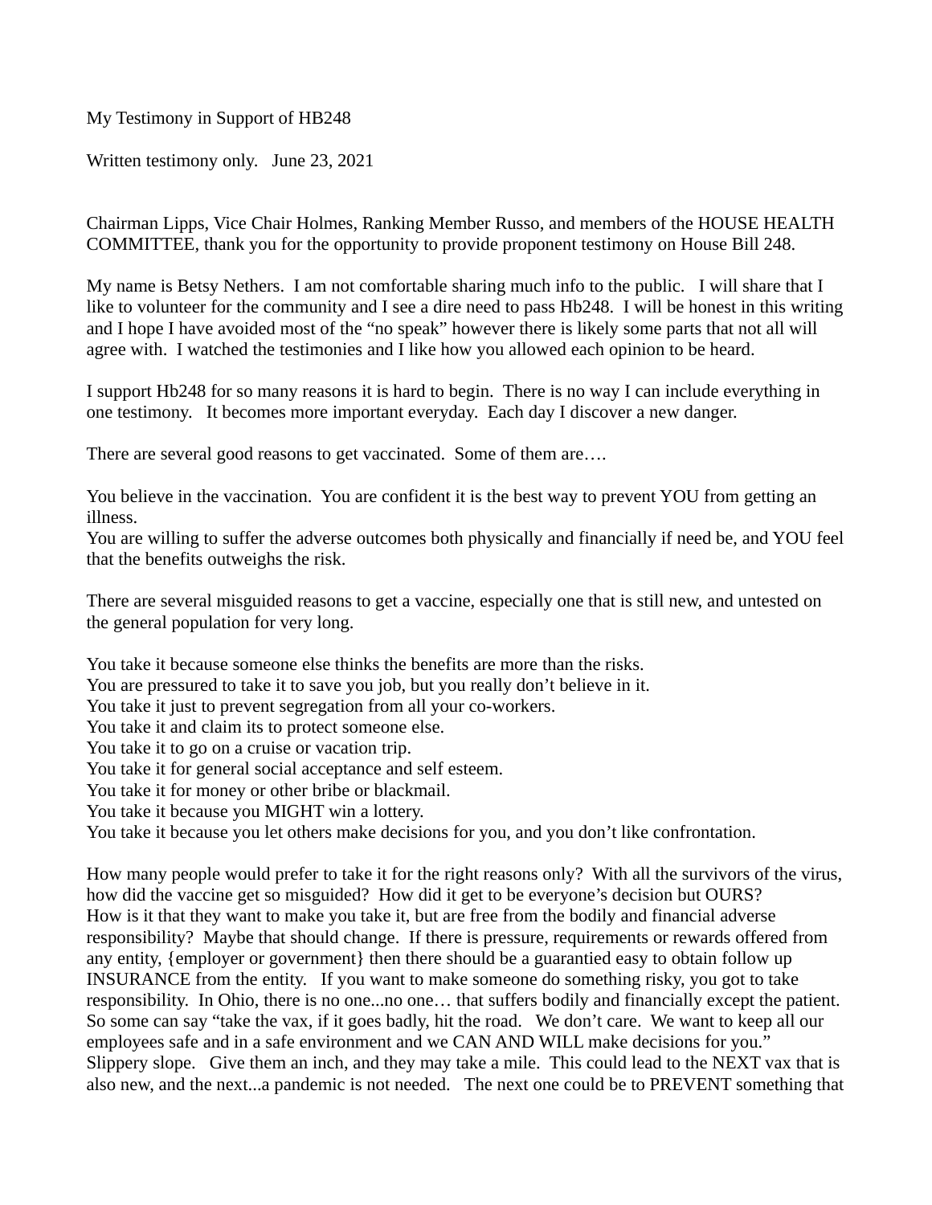My Testimony in Support of HB248

Written testimony only. June 23, 2021

Chairman Lipps, Vice Chair Holmes, Ranking Member Russo, and members of the HOUSE HEALTH COMMITTEE, thank you for the opportunity to provide proponent testimony on House Bill 248.

My name is Betsy Nethers. I am not comfortable sharing much info to the public. I will share that I like to volunteer for the community and I see a dire need to pass Hb248. I will be honest in this writing and I hope I have avoided most of the "no speak" however there is likely some parts that not all will agree with. I watched the testimonies and I like how you allowed each opinion to be heard.

I support Hb248 for so many reasons it is hard to begin. There is no way I can include everything in one testimony. It becomes more important everyday. Each day I discover a new danger.

There are several good reasons to get vaccinated. Some of them are….

You believe in the vaccination. You are confident it is the best way to prevent YOU from getting an illness.
You are willing to suffer the adverse outcomes both physically and financially if need be, and YOU feel that the benefits outweighs the risk.

There are several misguided reasons to get a vaccine, especially one that is still new, and untested on the general population for very long.

You take it because someone else thinks the benefits are more than the risks.
You are pressured to take it to save you job, but you really don't believe in it.
You take it just to prevent segregation from all your co-workers.
You take it and claim its to protect someone else.
You take it to go on a cruise or vacation trip.
You take it for general social acceptance and self esteem.
You take it for money or other bribe or blackmail.
You take it because you MIGHT win a lottery.
You take it because you let others make decisions for you, and you don't like confrontation.

How many people would prefer to take it for the right reasons only? With all the survivors of the virus, how did the vaccine get so misguided? How did it get to be everyone's decision but OURS?
How is it that they want to make you take it, but are free from the bodily and financial adverse responsibility? Maybe that should change. If there is pressure, requirements or rewards offered from any entity, {employer or government} then there should be a guarantied easy to obtain follow up INSURANCE from the entity. If you want to make someone do something risky, you got to take responsibility. In Ohio, there is no one...no one… that suffers bodily and financially except the patient. So some can say "take the vax, if it goes badly, hit the road. We don't care. We want to keep all our employees safe and in a safe environment and we CAN AND WILL make decisions for you."
Slippery slope. Give them an inch, and they may take a mile. This could lead to the NEXT vax that is also new, and the next...a pandemic is not needed. The next one could be to PREVENT something that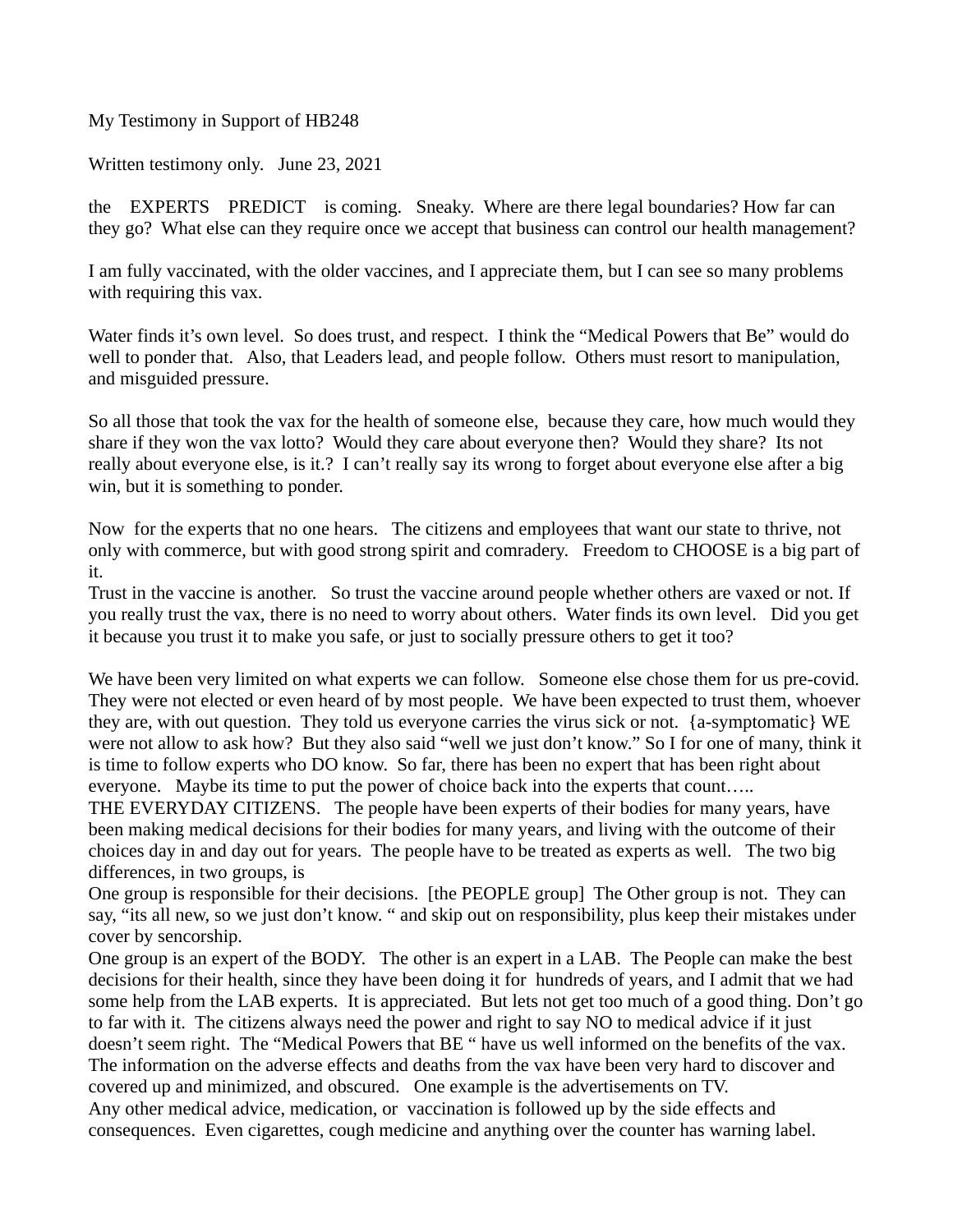My Testimony in Support of HB248

Written testimony only.   June 23, 2021

the    EXPERTS    PREDICT    is coming.   Sneaky.  Where are there legal boundaries? How far can they go?  What else can they require once we accept that business can control our health management?

I am fully vaccinated, with the older vaccines, and I appreciate them, but I can see so many problems with requiring this vax.

Water finds it's own level.  So does trust, and respect.  I think the "Medical Powers that Be" would do well to ponder that.   Also, that Leaders lead, and people follow.  Others must resort to manipulation, and misguided pressure.

So all those that took the vax for the health of someone else,  because they care, how much would they share if they won the vax lotto?  Would they care about everyone then?  Would they share?  Its not really about everyone else, is it.?  I can't really say its wrong to forget about everyone else after a big win, but it is something to ponder.

Now  for the experts that no one hears.   The citizens and employees that want our state to thrive, not only with commerce, but with good strong spirit and comradery.   Freedom to CHOOSE is a big part of it.
Trust in the vaccine is another.   So trust the vaccine around people whether others are vaxed or not. If you really trust the vax, there is no need to worry about others.  Water finds its own level.   Did you get it because you trust it to make you safe, or just to socially pressure others to get it too?

We have been very limited on what experts we can follow.   Someone else chose them for us pre-covid. They were not elected or even heard of by most people.  We have been expected to trust them, whoever they are, with out question.  They told us everyone carries the virus sick or not.  {a-symptomatic} WE were not allow to ask how?  But they also said "well we just don't know." So I for one of many, think it is time to follow experts who DO know.  So far, there has been no expert that has been right about everyone.   Maybe its time to put the power of choice back into the experts that count…..
THE EVERYDAY CITIZENS.   The people have been experts of their bodies for many years, have been making medical decisions for their bodies for many years, and living with the outcome of their choices day in and day out for years.  The people have to be treated as experts as well.   The two big differences, in two groups, is
One group is responsible for their decisions.  [the PEOPLE group]  The Other group is not.  They can say, "its all new, so we just don't know. " and skip out on responsibility, plus keep their mistakes under cover by sencorship.
One group is an expert of the BODY.   The other is an expert in a LAB.  The People can make the best decisions for their health, since they have been doing it for  hundreds of years, and I admit that we had some help from the LAB experts.  It is appreciated.  But lets not get too much of a good thing. Don't go to far with it.  The citizens always need the power and right to say NO to medical advice if it just doesn't seem right.  The "Medical Powers that BE " have us well informed on the benefits of the vax. The information on the adverse effects and deaths from the vax have been very hard to discover and covered up and minimized, and obscured.   One example is the advertisements on TV.
Any other medical advice, medication, or  vaccination is followed up by the side effects and consequences.  Even cigarettes, cough medicine and anything over the counter has warning label.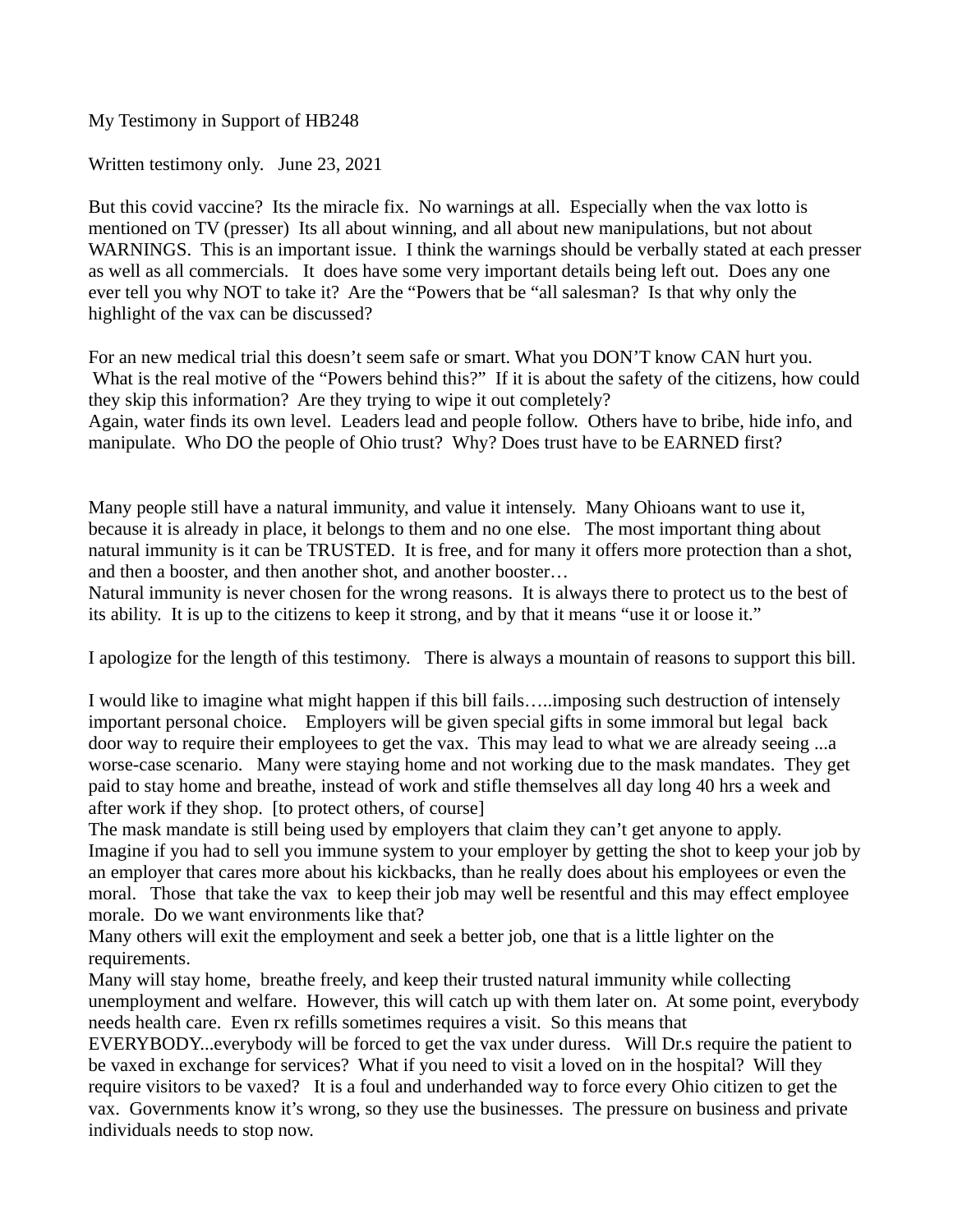My Testimony in Support of HB248

Written testimony only. June 23, 2021

But this covid vaccine? Its the miracle fix. No warnings at all. Especially when the vax lotto is mentioned on TV (presser) Its all about winning, and all about new manipulations, but not about WARNINGS. This is an important issue. I think the warnings should be verbally stated at each presser as well as all commercials. It does have some very important details being left out. Does any one ever tell you why NOT to take it? Are the "Powers that be "all salesman? Is that why only the highlight of the vax can be discussed?

For an new medical trial this doesn't seem safe or smart. What you DON'T know CAN hurt you. What is the real motive of the "Powers behind this?" If it is about the safety of the citizens, how could they skip this information? Are they trying to wipe it out completely?
Again, water finds its own level. Leaders lead and people follow. Others have to bribe, hide info, and manipulate. Who DO the people of Ohio trust? Why? Does trust have to be EARNED first?

Many people still have a natural immunity, and value it intensely. Many Ohioans want to use it, because it is already in place, it belongs to them and no one else. The most important thing about natural immunity is it can be TRUSTED. It is free, and for many it offers more protection than a shot, and then a booster, and then another shot, and another booster…
Natural immunity is never chosen for the wrong reasons. It is always there to protect us to the best of its ability. It is up to the citizens to keep it strong, and by that it means "use it or loose it."

I apologize for the length of this testimony. There is always a mountain of reasons to support this bill.

I would like to imagine what might happen if this bill fails…..imposing such destruction of intensely important personal choice. Employers will be given special gifts in some immoral but legal back door way to require their employees to get the vax. This may lead to what we are already seeing ...a worse-case scenario. Many were staying home and not working due to the mask mandates. They get paid to stay home and breathe, instead of work and stifle themselves all day long 40 hrs a week and after work if they shop. [to protect others, of course]
The mask mandate is still being used by employers that claim they can't get anyone to apply. Imagine if you had to sell you immune system to your employer by getting the shot to keep your job by an employer that cares more about his kickbacks, than he really does about his employees or even the moral. Those that take the vax to keep their job may well be resentful and this may effect employee morale. Do we want environments like that?
Many others will exit the employment and seek a better job, one that is a little lighter on the requirements.
Many will stay home, breathe freely, and keep their trusted natural immunity while collecting unemployment and welfare. However, this will catch up with them later on. At some point, everybody needs health care. Even rx refills sometimes requires a visit. So this means that EVERYBODY...everybody will be forced to get the vax under duress. Will Dr.s require the patient to be vaxed in exchange for services? What if you need to visit a loved on in the hospital? Will they require visitors to be vaxed? It is a foul and underhanded way to force every Ohio citizen to get the vax. Governments know it's wrong, so they use the businesses. The pressure on business and private individuals needs to stop now.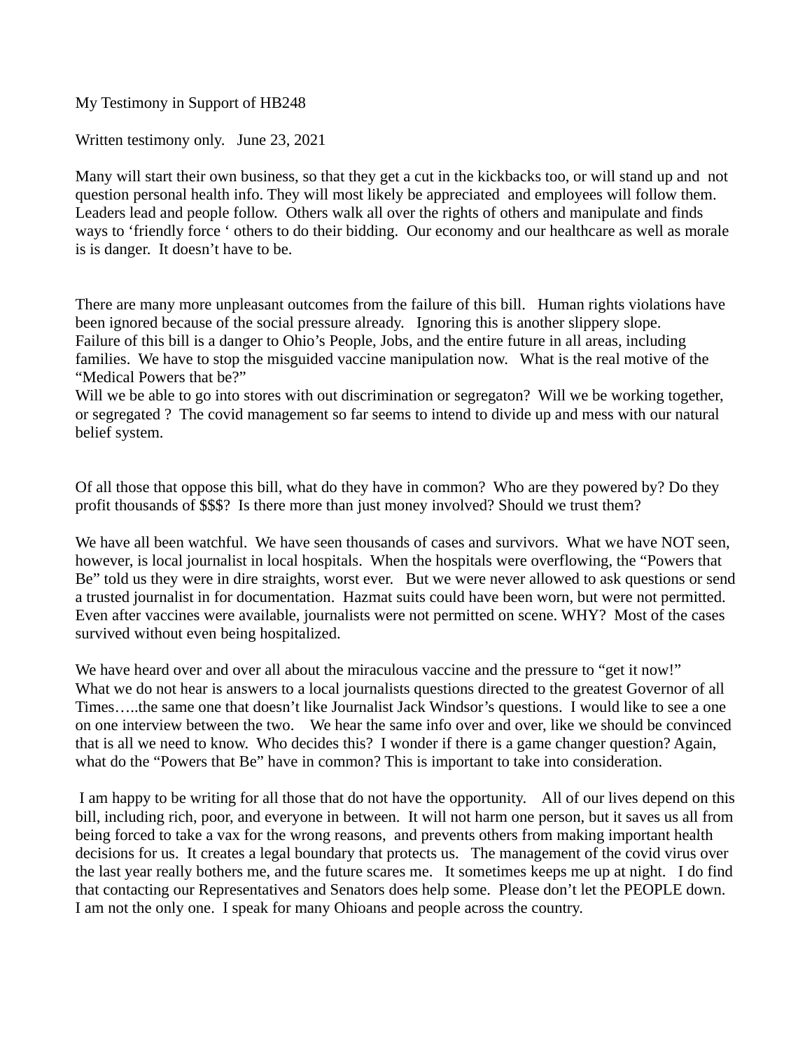My Testimony in Support of HB248

Written testimony only. June 23, 2021

Many will start their own business, so that they get a cut in the kickbacks too, or will stand up and not question personal health info. They will most likely be appreciated and employees will follow them. Leaders lead and people follow. Others walk all over the rights of others and manipulate and finds ways to 'friendly force ' others to do their bidding. Our economy and our healthcare as well as morale is is danger. It doesn't have to be.

There are many more unpleasant outcomes from the failure of this bill. Human rights violations have been ignored because of the social pressure already. Ignoring this is another slippery slope. Failure of this bill is a danger to Ohio's People, Jobs, and the entire future in all areas, including families. We have to stop the misguided vaccine manipulation now. What is the real motive of the "Medical Powers that be?"
Will we be able to go into stores with out discrimination or segregaton? Will we be working together, or segregated ? The covid management so far seems to intend to divide up and mess with our natural belief system.

Of all those that oppose this bill, what do they have in common? Who are they powered by? Do they profit thousands of $$$? Is there more than just money involved? Should we trust them?

We have all been watchful. We have seen thousands of cases and survivors. What we have NOT seen, however, is local journalist in local hospitals. When the hospitals were overflowing, the "Powers that Be" told us they were in dire straights, worst ever. But we were never allowed to ask questions or send a trusted journalist in for documentation. Hazmat suits could have been worn, but were not permitted. Even after vaccines were available, journalists were not permitted on scene. WHY? Most of the cases survived without even being hospitalized.

We have heard over and over all about the miraculous vaccine and the pressure to "get it now!" What we do not hear is answers to a local journalists questions directed to the greatest Governor of all Times…..the same one that doesn't like Journalist Jack Windsor's questions. I would like to see a one on one interview between the two. We hear the same info over and over, like we should be convinced that is all we need to know. Who decides this? I wonder if there is a game changer question? Again, what do the "Powers that Be" have in common? This is important to take into consideration.

I am happy to be writing for all those that do not have the opportunity. All of our lives depend on this bill, including rich, poor, and everyone in between. It will not harm one person, but it saves us all from being forced to take a vax for the wrong reasons, and prevents others from making important health decisions for us. It creates a legal boundary that protects us. The management of the covid virus over the last year really bothers me, and the future scares me. It sometimes keeps me up at night. I do find that contacting our Representatives and Senators does help some. Please don't let the PEOPLE down. I am not the only one. I speak for many Ohioans and people across the country.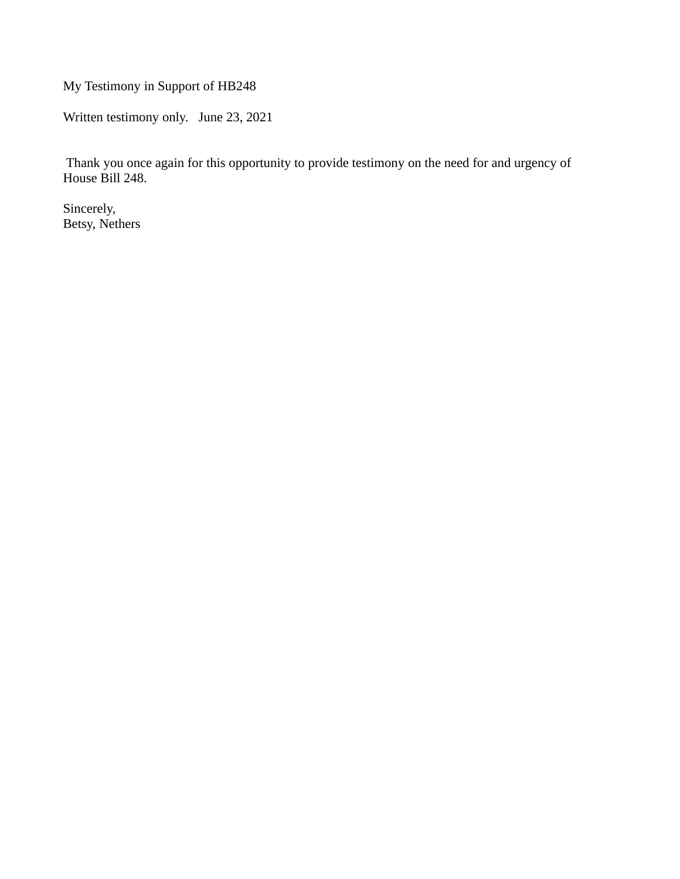My Testimony in Support of HB248

Written testimony only. June 23, 2021

Thank you once again for this opportunity to provide testimony on the need for and urgency of House Bill 248.

Sincerely,
Betsy, Nethers